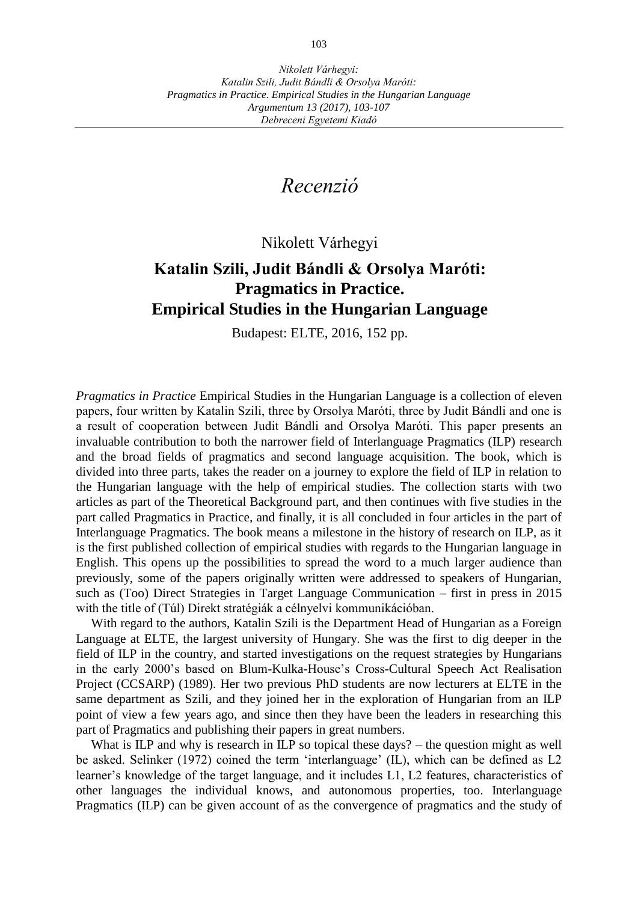# Recenzió

Nikolett Várhegyi

## Katalin Szili, Judit Bándli & Orsolya Maróti: Pragmatics in Practice. Empirical Studies in the Hungarian Language

Budapest: ELTE, 2016, 152 pp.

*Pragmatics in Practice* Empirical Studies in the Hungarian Language is a collection of eleven papers, four written by Katalin Szili, three by Orsolya Maróti, three by Judit Bándli and one is a result of cooperation between Judit Bándli and Orsolya Maróti. This paper presents an invaluable contribution to both the narrower field of Interlanguage Pragmatics (ILP) research and the broad fields of pragmatics and second language acquisition. The book, which is divided into three parts, takes the reader on a journey to explore the field of ILP in relation to the Hungarian language with the help of empirical studies. The collection starts with two articles as part of the Theoretical Background part, and then continues with five studies in the part called Pragmatics in Practice, and finally, it is all concluded in four articles in the part of Interlanguage Pragmatics. The book means a milestone in the history of research on ILP, as it is the first published collection of empirical studies with regards to the Hungarian language in English. This opens up the possibilities to spread the word to a much larger audience than previously, some of the papers originally written were addressed to speakers of Hungarian, such as (Too) Direct Strategies in Target Language Communication – first in press in 2015 with the title of (Túl) Direkt stratégiák a célnyelvi kommunikációban.

With regard to the authors, Katalin Szili is the Department Head of Hungarian as a Foreign Language at ELTE, the largest university of Hungary. She was the first to dig deeper in the field of ILP in the country, and started investigations on the request strategies by Hungarians in the early 2000's based on Blum-Kulka-House's Cross-Cultural Speech Act Realisation Project (CCSARP) (1989). Her two previous PhD students are now lecturers at ELTE in the same department as Szili, and they joined her in the exploration of Hungarian from an ILP point of view a few years ago, and since then they have been the leaders in researching this part of Pragmatics and publishing their papers in great numbers.

What is ILP and why is research in ILP so topical these days? – the question might as well be asked. Selinker (1972) coined the term 'interlanguage' (IL), which can be defined as L2 learner's knowledge of the target language, and it includes L1, L2 features, characteristics of other languages the individual knows, and autonomous properties, too. Interlanguage Pragmatics (ILP) can be given account of as the convergence of pragmatics and the study of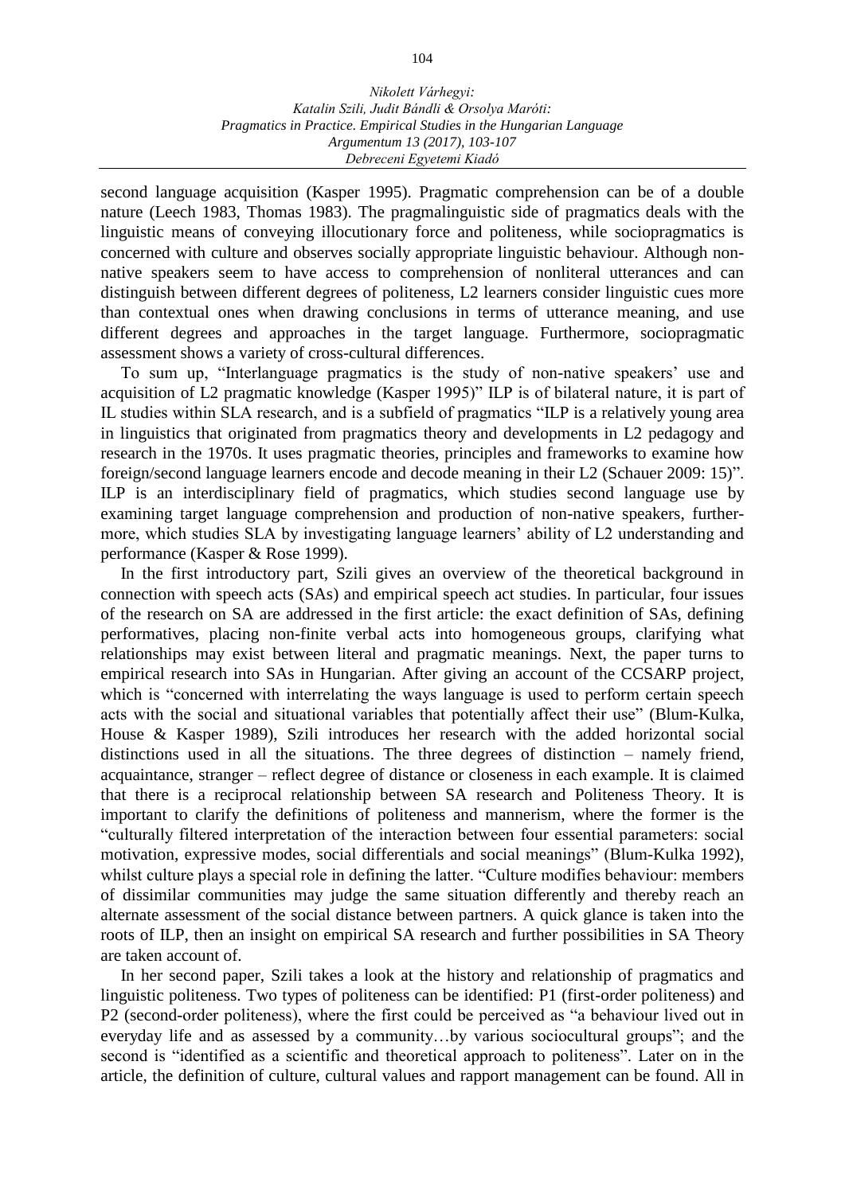second language acquisition (Kasper 1995). Pragmatic comprehension can be of a double nature (Leech 1983, Thomas 1983). The pragmalinguistic side of pragmatics deals with the linguistic means of conveying illocutionary force and politeness, while sociopragmatics is concerned with culture and observes socially appropriate linguistic behaviour. Although non-native speakers seem to have access to comprehension of nonliteral utterances and can distinguish between different degrees of politeness, L2 learners consider linguistic cues more than contextual ones when drawing conclusions in terms of utterance meaning, and use different degrees and approaches in the target language. Furthermore, sociopragmatic assessment shows a variety of cross-cultural differences.

To sum up, "Interlanguage pragmatics is the study of non-native speakers' use and acquisition of L2 pragmatic knowledge (Kasper 1995)" ILP is of bilateral nature, it is part of IL studies within SLA research, and is a subfield of pragmatics "ILP is a relatively young area in linguistics that originated from pragmatics theory and developments in L2 pedagogy and research in the 1970s. It uses pragmatic theories, principles and frameworks to examine how foreign/second language learners encode and decode meaning in their L2 (Schauer 2009: 15)". ILP is an interdisciplinary field of pragmatics, which studies second language use by examining target language comprehension and production of non-native speakers, furthermore, which studies SLA by investigating language learners' ability of L2 understanding and performance (Kasper & Rose 1999).

In the first introductory part, Szili gives an overview of the theoretical background in connection with speech acts (SAs) and empirical speech act studies. In particular, four issues of the research on SA are addressed in the first article: the exact definition of SAs, defining performatives, placing non-finite verbal acts into homogeneous groups, clarifying what relationships may exist between literal and pragmatic meanings. Next, the paper turns to empirical research into SAs in Hungarian. After giving an account of the CCSARP project, which is "concerned with interrelating the ways language is used to perform certain speech acts with the social and situational variables that potentially affect their use" (Blum-Kulka, House & Kasper 1989), Szili introduces her research with the added horizontal social distinctions used in all the situations. The three degrees of distinction – namely friend, acquaintance, stranger – reflect degree of distance or closeness in each example. It is claimed that there is a reciprocal relationship between SA research and Politeness Theory. It is important to clarify the definitions of politeness and mannerism, where the former is the "culturally filtered interpretation of the interaction between four essential parameters: social motivation, expressive modes, social differentials and social meanings" (Blum-Kulka 1992), whilst culture plays a special role in defining the latter. "Culture modifies behaviour: members of dissimilar communities may judge the same situation differently and thereby reach an alternate assessment of the social distance between partners. A quick glance is taken into the roots of ILP, then an insight on empirical SA research and further possibilities in SA Theory are taken account of.

In her second paper, Szili takes a look at the history and relationship of pragmatics and linguistic politeness. Two types of politeness can be identified: P1 (first-order politeness) and P2 (second-order politeness), where the first could be perceived as "a behaviour lived out in everyday life and as assessed by a community…by various sociocultural groups"; and the second is "identified as a scientific and theoretical approach to politeness". Later on in the article, the definition of culture, cultural values and rapport management can be found. All in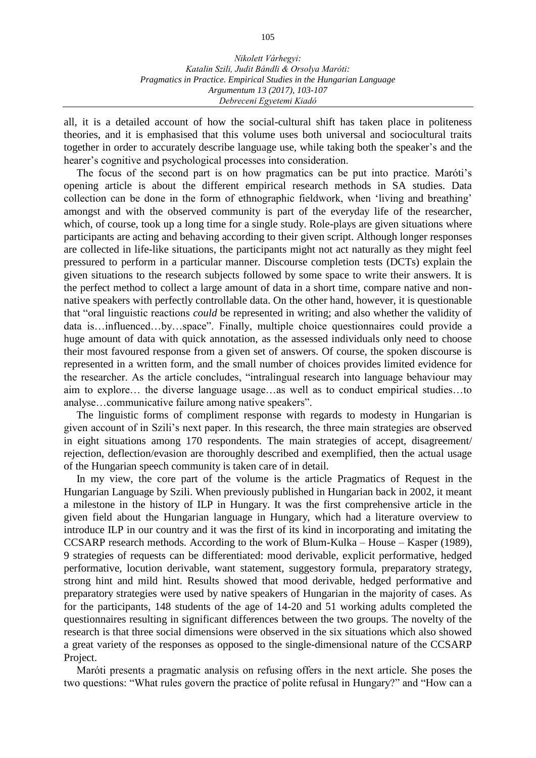all, it is a detailed account of how the social-cultural shift has taken place in politeness theories, and it is emphasised that this volume uses both universal and sociocultural traits together in order to accurately describe language use, while taking both the speaker's and the hearer's cognitive and psychological processes into consideration.

The focus of the second part is on how pragmatics can be put into practice. Maróti's opening article is about the different empirical research methods in SA studies. Data collection can be done in the form of ethnographic fieldwork, when 'living and breathing' amongst and with the observed community is part of the everyday life of the researcher, which, of course, took up a long time for a single study. Role-plays are given situations where participants are acting and behaving according to their given script. Although longer responses are collected in life-like situations, the participants might not act naturally as they might feel pressured to perform in a particular manner. Discourse completion tests (DCTs) explain the given situations to the research subjects followed by some space to write their answers. It is the perfect method to collect a large amount of data in a short time, compare native and non-native speakers with perfectly controllable data. On the other hand, however, it is questionable that "oral linguistic reactions *could* be represented in writing; and also whether the validity of data is…influenced…by…space". Finally, multiple choice questionnaires could provide a huge amount of data with quick annotation, as the assessed individuals only need to choose their most favoured response from a given set of answers. Of course, the spoken discourse is represented in a written form, and the small number of choices provides limited evidence for the researcher. As the article concludes, "intralingual research into language behaviour may aim to explore… the diverse language usage…as well as to conduct empirical studies…to analyse…communicative failure among native speakers".

The linguistic forms of compliment response with regards to modesty in Hungarian is given account of in Szili's next paper. In this research, the three main strategies are observed in eight situations among 170 respondents. The main strategies of accept, disagreement/ rejection, deflection/evasion are thoroughly described and exemplified, then the actual usage of the Hungarian speech community is taken care of in detail.

In my view, the core part of the volume is the article Pragmatics of Request in the Hungarian Language by Szili. When previously published in Hungarian back in 2002, it meant a milestone in the history of ILP in Hungary. It was the first comprehensive article in the given field about the Hungarian language in Hungary, which had a literature overview to introduce ILP in our country and it was the first of its kind in incorporating and imitating the CCSARP research methods. According to the work of Blum-Kulka – House – Kasper (1989), 9 strategies of requests can be differentiated: mood derivable, explicit performative, hedged performative, locution derivable, want statement, suggestory formula, preparatory strategy, strong hint and mild hint. Results showed that mood derivable, hedged performative and preparatory strategies were used by native speakers of Hungarian in the majority of cases. As for the participants, 148 students of the age of 14-20 and 51 working adults completed the questionnaires resulting in significant differences between the two groups. The novelty of the research is that three social dimensions were observed in the six situations which also showed a great variety of the responses as opposed to the single-dimensional nature of the CCSARP Project.

Maróti presents a pragmatic analysis on refusing offers in the next article. She poses the two questions: "What rules govern the practice of polite refusal in Hungary?" and "How can a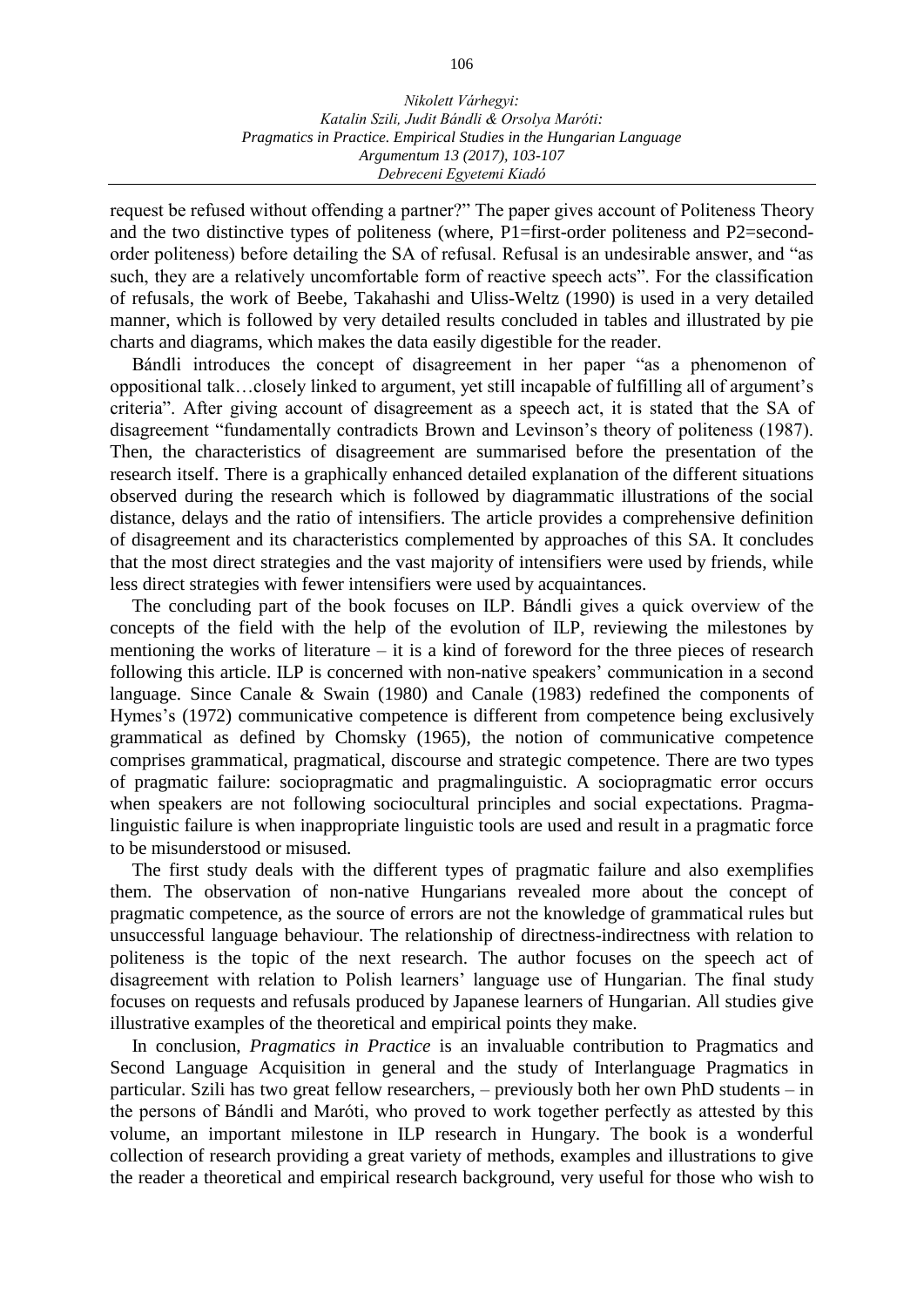request be refused without offending a partner?" The paper gives account of Politeness Theory and the two distinctive types of politeness (where, P1=first-order politeness and P2=second-order politeness) before detailing the SA of refusal. Refusal is an undesirable answer, and "as such, they are a relatively uncomfortable form of reactive speech acts". For the classification of refusals, the work of Beebe, Takahashi and Uliss-Weltz (1990) is used in a very detailed manner, which is followed by very detailed results concluded in tables and illustrated by pie charts and diagrams, which makes the data easily digestible for the reader.

Bándli introduces the concept of disagreement in her paper "as a phenomenon of oppositional talk…closely linked to argument, yet still incapable of fulfilling all of argument's criteria". After giving account of disagreement as a speech act, it is stated that the SA of disagreement "fundamentally contradicts Brown and Levinson's theory of politeness (1987). Then, the characteristics of disagreement are summarised before the presentation of the research itself. There is a graphically enhanced detailed explanation of the different situations observed during the research which is followed by diagrammatic illustrations of the social distance, delays and the ratio of intensifiers. The article provides a comprehensive definition of disagreement and its characteristics complemented by approaches of this SA. It concludes that the most direct strategies and the vast majority of intensifiers were used by friends, while less direct strategies with fewer intensifiers were used by acquaintances.

The concluding part of the book focuses on ILP. Bándli gives a quick overview of the concepts of the field with the help of the evolution of ILP, reviewing the milestones by mentioning the works of literature – it is a kind of foreword for the three pieces of research following this article. ILP is concerned with non-native speakers' communication in a second language. Since Canale & Swain (1980) and Canale (1983) redefined the components of Hymes's (1972) communicative competence is different from competence being exclusively grammatical as defined by Chomsky (1965), the notion of communicative competence comprises grammatical, pragmatical, discourse and strategic competence. There are two types of pragmatic failure: sociopragmatic and pragmalinguistic. A sociopragmatic error occurs when speakers are not following sociocultural principles and social expectations. Pragmalinguistic failure is when inappropriate linguistic tools are used and result in a pragmatic force to be misunderstood or misused.

The first study deals with the different types of pragmatic failure and also exemplifies them. The observation of non-native Hungarians revealed more about the concept of pragmatic competence, as the source of errors are not the knowledge of grammatical rules but unsuccessful language behaviour. The relationship of directness-indirectness with relation to politeness is the topic of the next research. The author focuses on the speech act of disagreement with relation to Polish learners' language use of Hungarian. The final study focuses on requests and refusals produced by Japanese learners of Hungarian. All studies give illustrative examples of the theoretical and empirical points they make.

In conclusion, *Pragmatics in Practice* is an invaluable contribution to Pragmatics and Second Language Acquisition in general and the study of Interlanguage Pragmatics in particular. Szili has two great fellow researchers, – previously both her own PhD students – in the persons of Bándli and Maróti, who proved to work together perfectly as attested by this volume, an important milestone in ILP research in Hungary. The book is a wonderful collection of research providing a great variety of methods, examples and illustrations to give the reader a theoretical and empirical research background, very useful for those who wish to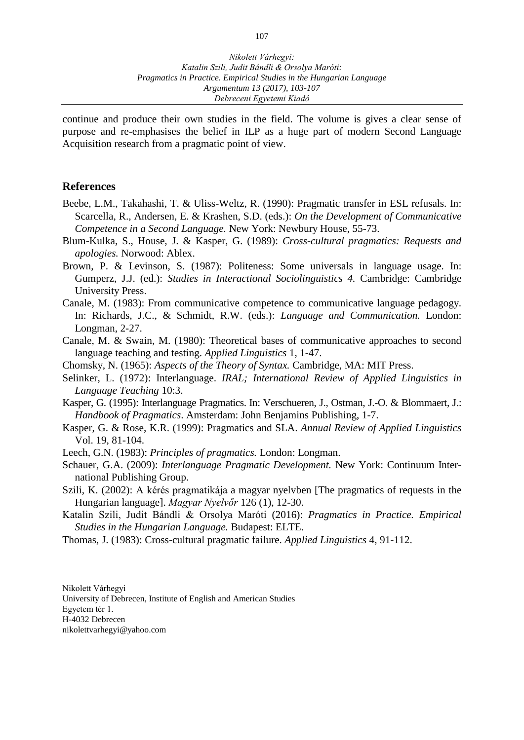continue and produce their own studies in the field. The volume is gives a clear sense of purpose and re-emphasises the belief in ILP as a huge part of modern Second Language Acquisition research from a pragmatic point of view.

## References

Beebe, L.M., Takahashi, T. & Uliss-Weltz, R. (1990): Pragmatic transfer in ESL refusals. In: Scarcella, R., Andersen, E. & Krashen, S.D. (eds.): *On the Development of Communicative Competence in a Second Language.* New York: Newbury House, 55-73.

Blum-Kulka, S., House, J. & Kasper, G. (1989): *Cross-cultural pragmatics: Requests and apologies.* Norwood: Ablex.

Brown, P. & Levinson, S. (1987): Politeness: Some universals in language usage. In: Gumperz, J.J. (ed.): *Studies in Interactional Sociolinguistics 4.* Cambridge: Cambridge University Press.

Canale, M. (1983): From communicative competence to communicative language pedagogy. In: Richards, J.C., & Schmidt, R.W. (eds.): *Language and Communication.* London: Longman, 2-27.

Canale, M. & Swain, M. (1980): Theoretical bases of communicative approaches to second language teaching and testing. *Applied Linguistics* 1, 1-47.

Chomsky, N. (1965): *Aspects of the Theory of Syntax.* Cambridge, MA: MIT Press.

Selinker, L. (1972): Interlanguage. *IRAL; International Review of Applied Linguistics in Language Teaching* 10:3.

Kasper, G. (1995): Interlanguage Pragmatics. In: Verschueren, J., Ostman, J.-O. & Blommaert, J.: *Handbook of Pragmatics*. Amsterdam: John Benjamins Publishing, 1-7.

Kasper, G. & Rose, K.R. (1999): Pragmatics and SLA. *Annual Review of Applied Linguistics* Vol. 19, 81-104.

Leech, G.N. (1983): *Principles of pragmatics.* London: Longman.

Schauer, G.A. (2009): *Interlanguage Pragmatic Development.* New York: Continuum International Publishing Group.

Szili, K. (2002): A kérés pragmatikája a magyar nyelvben [The pragmatics of requests in the Hungarian language]. *Magyar Nyelvőr* 126 (1), 12-30.

Katalin Szili, Judit Bándli & Orsolya Maróti (2016): *Pragmatics in Practice. Empirical Studies in the Hungarian Language.* Budapest: ELTE.

Thomas, J. (1983): Cross-cultural pragmatic failure. *Applied Linguistics* 4, 91-112.

Nikolett Várhegyi
University of Debrecen, Institute of English and American Studies
Egyetem tér 1.
H-4032 Debrecen
nikolettvarhegyi@yahoo.com